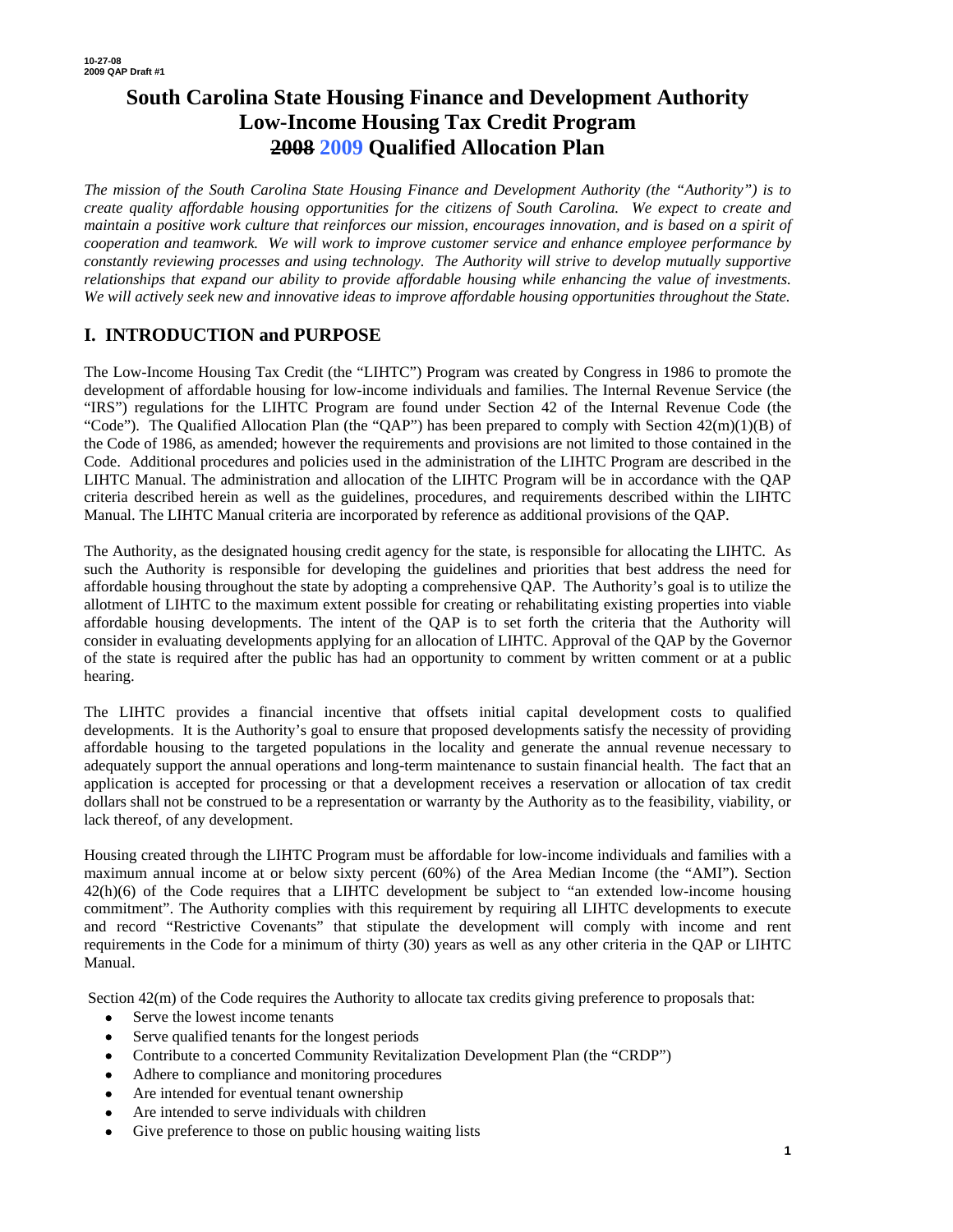10-27-08
2009 QAP Draft #1

# South Carolina State Housing Finance and Development Authority Low-Income Housing Tax Credit Program ~~2008~~ 2009 Qualified Allocation Plan

*The mission of the South Carolina State Housing Finance and Development Authority (the "Authority") is to create quality affordable housing opportunities for the citizens of South Carolina. We expect to create and maintain a positive work culture that reinforces our mission, encourages innovation, and is based on a spirit of cooperation and teamwork. We will work to improve customer service and enhance employee performance by constantly reviewing processes and using technology. The Authority will strive to develop mutually supportive relationships that expand our ability to provide affordable housing while enhancing the value of investments. We will actively seek new and innovative ideas to improve affordable housing opportunities throughout the State.*

## I. INTRODUCTION and PURPOSE

The Low-Income Housing Tax Credit (the "LIHTC") Program was created by Congress in 1986 to promote the development of affordable housing for low-income individuals and families. The Internal Revenue Service (the "IRS") regulations for the LIHTC Program are found under Section 42 of the Internal Revenue Code (the "Code"). The Qualified Allocation Plan (the "QAP") has been prepared to comply with Section 42(m)(1)(B) of the Code of 1986, as amended; however the requirements and provisions are not limited to those contained in the Code. Additional procedures and policies used in the administration of the LIHTC Program are described in the LIHTC Manual. The administration and allocation of the LIHTC Program will be in accordance with the QAP criteria described herein as well as the guidelines, procedures, and requirements described within the LIHTC Manual. The LIHTC Manual criteria are incorporated by reference as additional provisions of the QAP.

The Authority, as the designated housing credit agency for the state, is responsible for allocating the LIHTC. As such the Authority is responsible for developing the guidelines and priorities that best address the need for affordable housing throughout the state by adopting a comprehensive QAP. The Authority's goal is to utilize the allotment of LIHTC to the maximum extent possible for creating or rehabilitating existing properties into viable affordable housing developments. The intent of the QAP is to set forth the criteria that the Authority will consider in evaluating developments applying for an allocation of LIHTC. Approval of the QAP by the Governor of the state is required after the public has had an opportunity to comment by written comment or at a public hearing.

The LIHTC provides a financial incentive that offsets initial capital development costs to qualified developments. It is the Authority's goal to ensure that proposed developments satisfy the necessity of providing affordable housing to the targeted populations in the locality and generate the annual revenue necessary to adequately support the annual operations and long-term maintenance to sustain financial health. The fact that an application is accepted for processing or that a development receives a reservation or allocation of tax credit dollars shall not be construed to be a representation or warranty by the Authority as to the feasibility, viability, or lack thereof, of any development.

Housing created through the LIHTC Program must be affordable for low-income individuals and families with a maximum annual income at or below sixty percent (60%) of the Area Median Income (the "AMI"). Section 42(h)(6) of the Code requires that a LIHTC development be subject to "an extended low-income housing commitment". The Authority complies with this requirement by requiring all LIHTC developments to execute and record "Restrictive Covenants" that stipulate the development will comply with income and rent requirements in the Code for a minimum of thirty (30) years as well as any other criteria in the QAP or LIHTC Manual.

Section 42(m) of the Code requires the Authority to allocate tax credits giving preference to proposals that:

- Serve the lowest income tenants
- Serve qualified tenants for the longest periods
- Contribute to a concerted Community Revitalization Development Plan (the "CRDP")
- Adhere to compliance and monitoring procedures
- Are intended for eventual tenant ownership
- Are intended to serve individuals with children
- Give preference to those on public housing waiting lists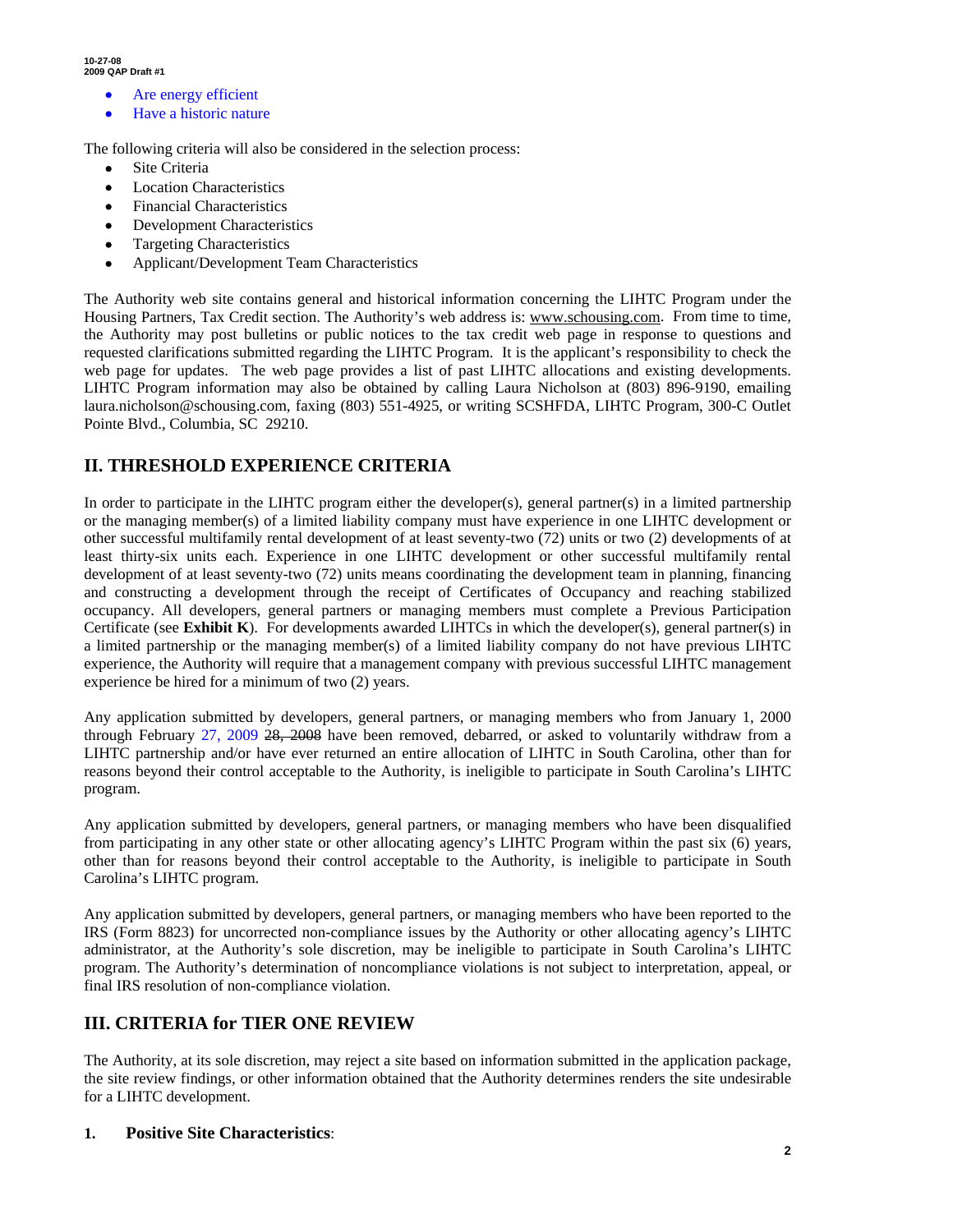- Are energy efficient
- Have a historic nature

The following criteria will also be considered in the selection process:

- Site Criteria
- Location Characteristics
- Financial Characteristics
- Development Characteristics
- Targeting Characteristics
- Applicant/Development Team Characteristics

The Authority web site contains general and historical information concerning the LIHTC Program under the Housing Partners, Tax Credit section. The Authority's web address is: www.schousing.com. From time to time, the Authority may post bulletins or public notices to the tax credit web page in response to questions and requested clarifications submitted regarding the LIHTC Program. It is the applicant's responsibility to check the web page for updates. The web page provides a list of past LIHTC allocations and existing developments. LIHTC Program information may also be obtained by calling Laura Nicholson at (803) 896-9190, emailing laura.nicholson@schousing.com, faxing (803) 551-4925, or writing SCSHFDA, LIHTC Program, 300-C Outlet Pointe Blvd., Columbia, SC 29210.

## II. THRESHOLD EXPERIENCE CRITERIA

In order to participate in the LIHTC program either the developer(s), general partner(s) in a limited partnership or the managing member(s) of a limited liability company must have experience in one LIHTC development or other successful multifamily rental development of at least seventy-two (72) units or two (2) developments of at least thirty-six units each. Experience in one LIHTC development or other successful multifamily rental development of at least seventy-two (72) units means coordinating the development team in planning, financing and constructing a development through the receipt of Certificates of Occupancy and reaching stabilized occupancy. All developers, general partners or managing members must complete a Previous Participation Certificate (see **Exhibit K**). For developments awarded LIHTCs in which the developer(s), general partner(s) in a limited partnership or the managing member(s) of a limited liability company do not have previous LIHTC experience, the Authority will require that a management company with previous successful LIHTC management experience be hired for a minimum of two (2) years.

Any application submitted by developers, general partners, or managing members who from January 1, 2000 through February 27, 2009 ~~28, 2008~~ have been removed, debarred, or asked to voluntarily withdraw from a LIHTC partnership and/or have ever returned an entire allocation of LIHTC in South Carolina, other than for reasons beyond their control acceptable to the Authority, is ineligible to participate in South Carolina's LIHTC program.

Any application submitted by developers, general partners, or managing members who have been disqualified from participating in any other state or other allocating agency's LIHTC Program within the past six (6) years, other than for reasons beyond their control acceptable to the Authority, is ineligible to participate in South Carolina's LIHTC program.

Any application submitted by developers, general partners, or managing members who have been reported to the IRS (Form 8823) for uncorrected non-compliance issues by the Authority or other allocating agency's LIHTC administrator, at the Authority's sole discretion, may be ineligible to participate in South Carolina's LIHTC program. The Authority's determination of noncompliance violations is not subject to interpretation, appeal, or final IRS resolution of non-compliance violation.

## III. CRITERIA for TIER ONE REVIEW

The Authority, at its sole discretion, may reject a site based on information submitted in the application package, the site review findings, or other information obtained that the Authority determines renders the site undesirable for a LIHTC development.

### 1. Positive Site Characteristics: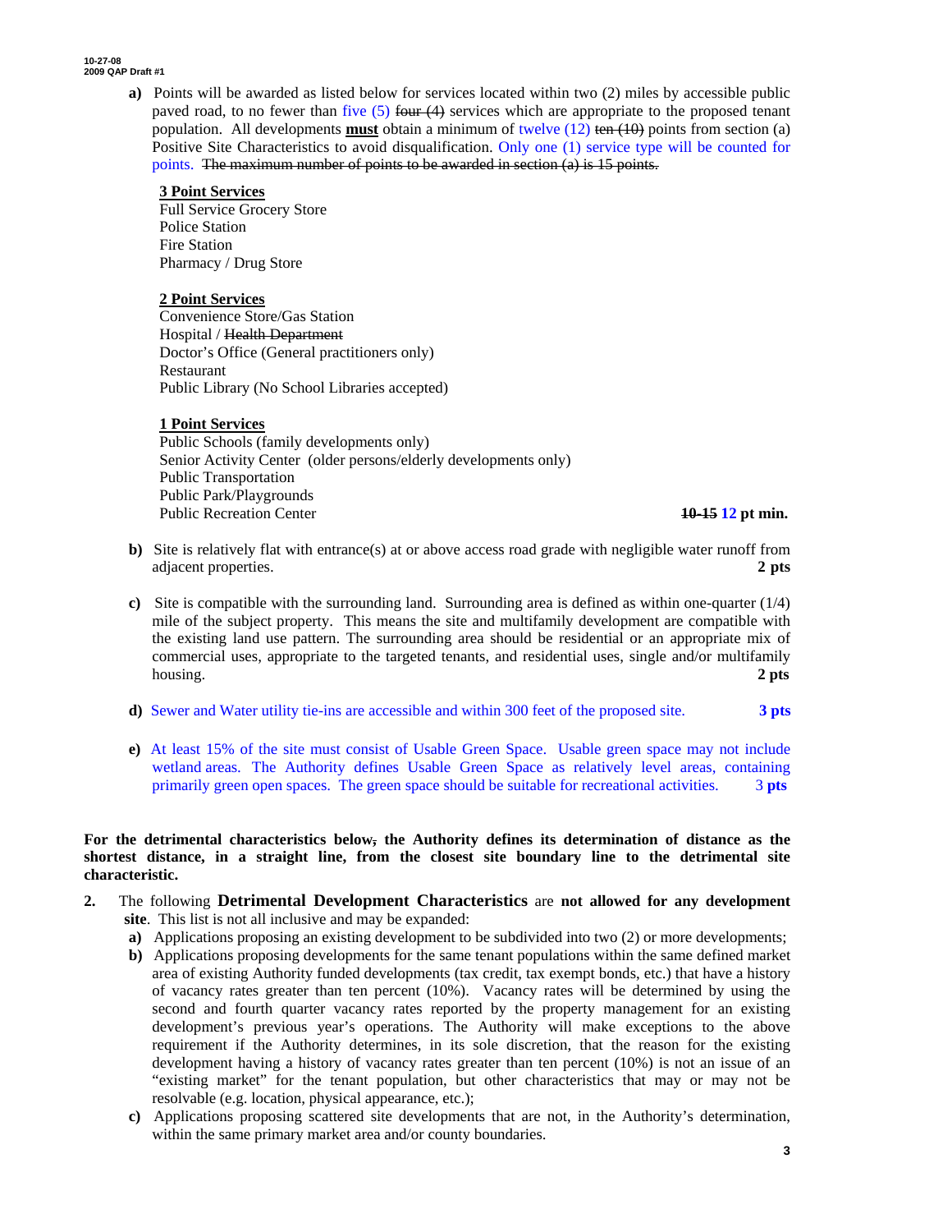**a)** Points will be awarded as listed below for services located within two (2) miles by accessible public paved road, to no fewer than five (5) ~~four (4)~~ services which are appropriate to the proposed tenant population. All developments **must** obtain a minimum of twelve (12) ~~ten (10)~~ points from section (a) Positive Site Characteristics to avoid disqualification. Only one (1) service type will be counted for points. ~~The maximum number of points to be awarded in section (a) is 15 points.~~

**3 Point Services**
Full Service Grocery Store
Police Station
Fire Station
Pharmacy / Drug Store

**2 Point Services**
Convenience Store/Gas Station
Hospital / ~~Health Department~~
Doctor's Office (General practitioners only)
Restaurant
Public Library (No School Libraries accepted)

**1 Point Services**
Public Schools (family developments only)
Senior Activity Center (older persons/elderly developments only)
Public Transportation
Public Park/Playgrounds
Public Recreation Center **~~10-15~~ 12 pt min.**

**b)** Site is relatively flat with entrance(s) at or above access road grade with negligible water runoff from adjacent properties. **2 pts**

**c)** Site is compatible with the surrounding land. Surrounding area is defined as within one-quarter (1/4) mile of the subject property. This means the site and multifamily development are compatible with the existing land use pattern. The surrounding area should be residential or an appropriate mix of commercial uses, appropriate to the targeted tenants, and residential uses, single and/or multifamily housing. **2 pts**

**d)** Sewer and Water utility tie-ins are accessible and within 300 feet of the proposed site. **3 pts**

**e)** At least 15% of the site must consist of Usable Green Space. Usable green space may not include wetland areas. The Authority defines Usable Green Space as relatively level areas, containing primarily green open spaces. The green space should be suitable for recreational activities. **3 pts**

**For the detrimental characteristics below~~,~~ the Authority defines its determination of distance as the shortest distance, in a straight line, from the closest site boundary line to the detrimental site characteristic.**

**2.** The following **Detrimental Development Characteristics** are **not allowed for any development site**. This list is not all inclusive and may be expanded:

**a)** Applications proposing an existing development to be subdivided into two (2) or more developments;

**b)** Applications proposing developments for the same tenant populations within the same defined market area of existing Authority funded developments (tax credit, tax exempt bonds, etc.) that have a history of vacancy rates greater than ten percent (10%). Vacancy rates will be determined by using the second and fourth quarter vacancy rates reported by the property management for an existing development's previous year's operations. The Authority will make exceptions to the above requirement if the Authority determines, in its sole discretion, that the reason for the existing development having a history of vacancy rates greater than ten percent (10%) is not an issue of an "existing market" for the tenant population, but other characteristics that may or may not be resolvable (e.g. location, physical appearance, etc.);

**c)** Applications proposing scattered site developments that are not, in the Authority's determination, within the same primary market area and/or county boundaries.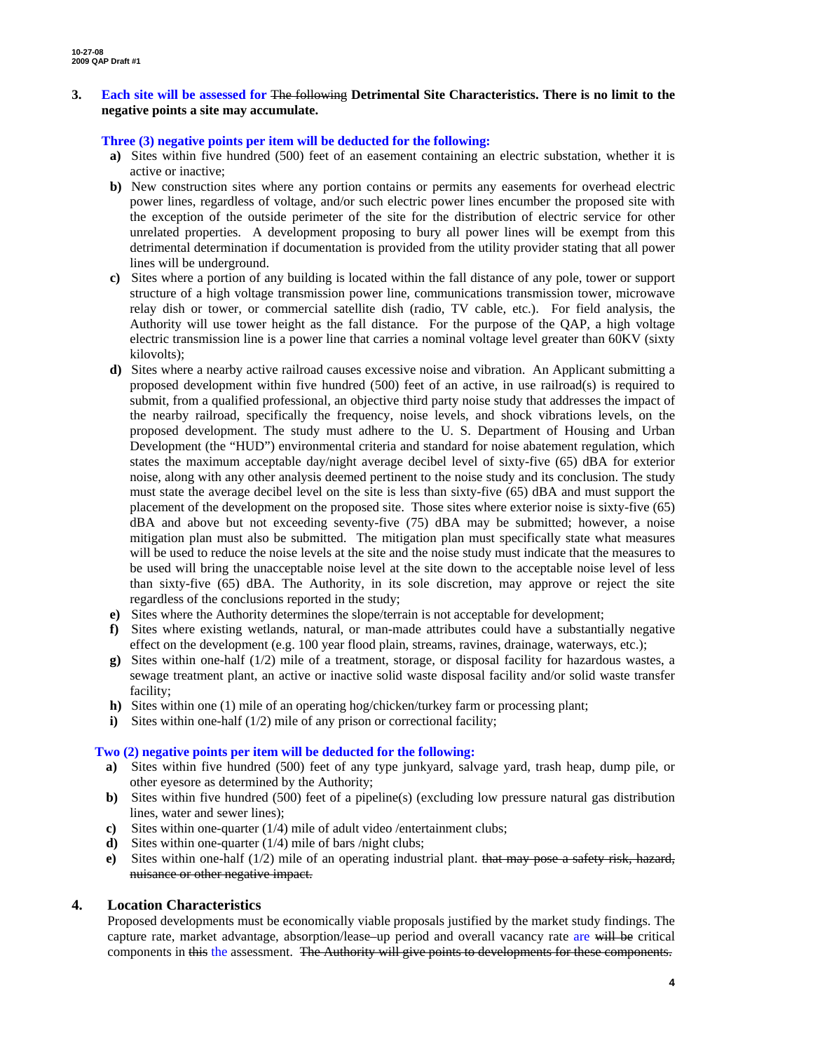**3. Each site will be assessed for ~~The following~~ Detrimental Site Characteristics. There is no limit to the negative points a site may accumulate.**

**Three (3) negative points per item will be deducted for the following:**

- **a)** Sites within five hundred (500) feet of an easement containing an electric substation, whether it is active or inactive;
- **b)** New construction sites where any portion contains or permits any easements for overhead electric power lines, regardless of voltage, and/or such electric power lines encumber the proposed site with the exception of the outside perimeter of the site for the distribution of electric service for other unrelated properties. A development proposing to bury all power lines will be exempt from this detrimental determination if documentation is provided from the utility provider stating that all power lines will be underground.
- **c)** Sites where a portion of any building is located within the fall distance of any pole, tower or support structure of a high voltage transmission power line, communications transmission tower, microwave relay dish or tower, or commercial satellite dish (radio, TV cable, etc.). For field analysis, the Authority will use tower height as the fall distance. For the purpose of the QAP, a high voltage electric transmission line is a power line that carries a nominal voltage level greater than 60KV (sixty kilovolts);
- **d)** Sites where a nearby active railroad causes excessive noise and vibration. An Applicant submitting a proposed development within five hundred (500) feet of an active, in use railroad(s) is required to submit, from a qualified professional, an objective third party noise study that addresses the impact of the nearby railroad, specifically the frequency, noise levels, and shock vibrations levels, on the proposed development. The study must adhere to the U. S. Department of Housing and Urban Development (the "HUD") environmental criteria and standard for noise abatement regulation, which states the maximum acceptable day/night average decibel level of sixty-five (65) dBA for exterior noise, along with any other analysis deemed pertinent to the noise study and its conclusion. The study must state the average decibel level on the site is less than sixty-five (65) dBA and must support the placement of the development on the proposed site. Those sites where exterior noise is sixty-five (65) dBA and above but not exceeding seventy-five (75) dBA may be submitted; however, a noise mitigation plan must also be submitted. The mitigation plan must specifically state what measures will be used to reduce the noise levels at the site and the noise study must indicate that the measures to be used will bring the unacceptable noise level at the site down to the acceptable noise level of less than sixty-five (65) dBA. The Authority, in its sole discretion, may approve or reject the site regardless of the conclusions reported in the study;
- **e)** Sites where the Authority determines the slope/terrain is not acceptable for development;
- **f)** Sites where existing wetlands, natural, or man-made attributes could have a substantially negative effect on the development (e.g. 100 year flood plain, streams, ravines, drainage, waterways, etc.);
- **g)** Sites within one-half (1/2) mile of a treatment, storage, or disposal facility for hazardous wastes, a sewage treatment plant, an active or inactive solid waste disposal facility and/or solid waste transfer facility;
- **h)** Sites within one (1) mile of an operating hog/chicken/turkey farm or processing plant;
- **i)** Sites within one-half (1/2) mile of any prison or correctional facility;

**Two (2) negative points per item will be deducted for the following:**

- **a)** Sites within five hundred (500) feet of any type junkyard, salvage yard, trash heap, dump pile, or other eyesore as determined by the Authority;
- **b)** Sites within five hundred (500) feet of a pipeline(s) (excluding low pressure natural gas distribution lines, water and sewer lines);
- **c)** Sites within one-quarter (1/4) mile of adult video /entertainment clubs;
- **d)** Sites within one-quarter (1/4) mile of bars /night clubs;
- **e)** Sites within one-half (1/2) mile of an operating industrial plant. ~~that may pose a safety risk, hazard, nuisance or other negative impact.~~

## 4. Location Characteristics

Proposed developments must be economically viable proposals justified by the market study findings. The capture rate, market advantage, absorption/lease–up period and overall vacancy rate are ~~will be~~ critical components in ~~this~~ the assessment. ~~The Authority will give points to developments for these components.~~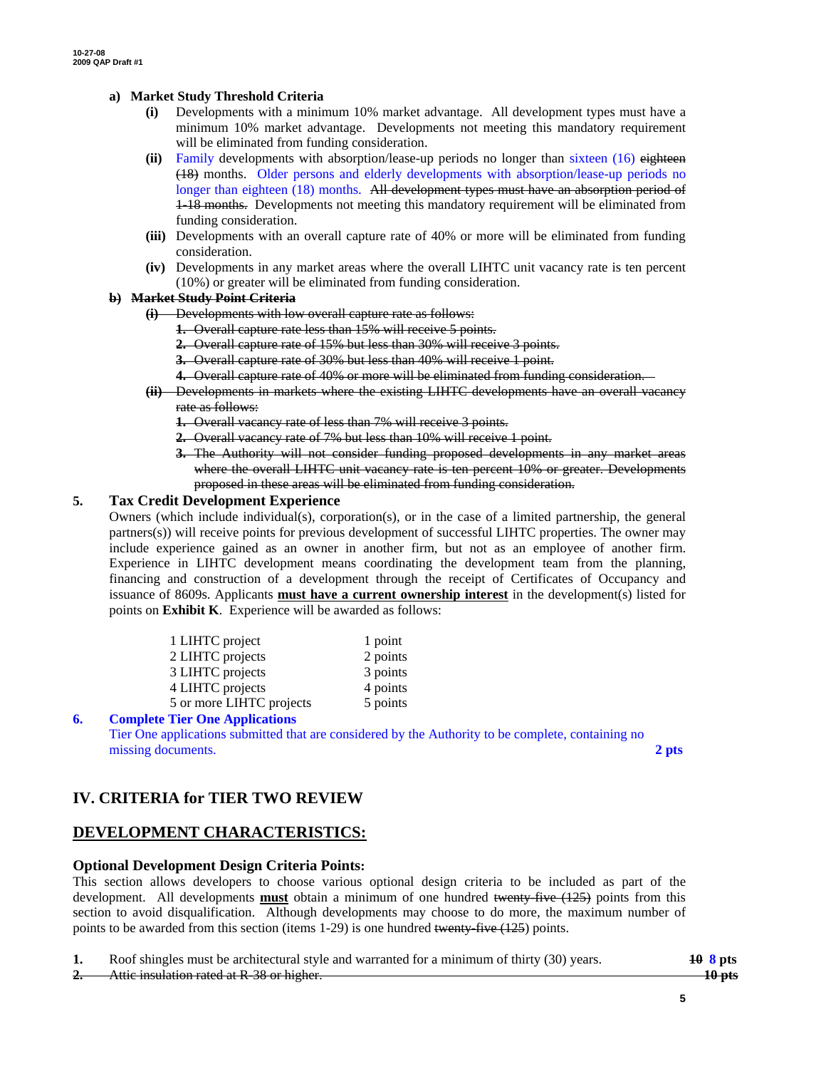**a) Market Study Threshold Criteria**

- **(i)** Developments with a minimum 10% market advantage. All development types must have a minimum 10% market advantage. Developments not meeting this mandatory requirement will be eliminated from funding consideration.
- **(ii)** Family developments with absorption/lease-up periods no longer than sixteen (16) ~~eighteen (18)~~ months. Older persons and elderly developments with absorption/lease-up periods no longer than eighteen (18) months. ~~All development types must have an absorption period of 1-18 months.~~ Developments not meeting this mandatory requirement will be eliminated from funding consideration.
- **(iii)** Developments with an overall capture rate of 40% or more will be eliminated from funding consideration.
- **(iv)** Developments in any market areas where the overall LIHTC unit vacancy rate is ten percent (10%) or greater will be eliminated from funding consideration.

~~**b) Market Study Point Criteria**~~

- ~~**(i)** Developments with low overall capture rate as follows:~~
  1. ~~Overall capture rate less than 15% will receive 5 points.~~
  2. ~~Overall capture rate of 15% but less than 30% will receive 3 points.~~
  3. ~~Overall capture rate of 30% but less than 40% will receive 1 point.~~
  4. ~~Overall capture rate of 40% or more will be eliminated from funding consideration.~~
- ~~**(ii)** Developments in markets where the existing LIHTC developments have an overall vacancy rate as follows:~~
  1. ~~Overall vacancy rate of less than 7% will receive 3 points.~~
  2. ~~Overall vacancy rate of 7% but less than 10% will receive 1 point.~~
  3. ~~The Authority will not consider funding proposed developments in any market areas where the overall LIHTC unit vacancy rate is ten percent 10% or greater. Developments proposed in these areas will be eliminated from funding consideration.~~

### 5. Tax Credit Development Experience

Owners (which include individual(s), corporation(s), or in the case of a limited partnership, the general partners(s)) will receive points for previous development of successful LIHTC properties. The owner may include experience gained as an owner in another firm, but not as an employee of another firm. Experience in LIHTC development means coordinating the development team from the planning, financing and construction of a development through the receipt of Certificates of Occupancy and issuance of 8609s. Applicants **<u>must have a current ownership interest</u>** in the development(s) listed for points on **Exhibit K**. Experience will be awarded as follows:

| | |
|---|---|
| 1 LIHTC project | 1 point |
| 2 LIHTC projects | 2 points |
| 3 LIHTC projects | 3 points |
| 4 LIHTC projects | 4 points |
| 5 or more LIHTC projects | 5 points |

### 6. Complete Tier One Applications

Tier One applications submitted that are considered by the Authority to be complete, containing no missing documents. **2 pts**

## IV. CRITERIA for TIER TWO REVIEW

## <u>DEVELOPMENT CHARACTERISTICS:</u>

### Optional Development Design Criteria Points:

This section allows developers to choose various optional design criteria to be included as part of the development. All developments **<u>must</u>** obtain a minimum of one hundred ~~twenty-five (125)~~ points from this section to avoid disqualification. Although developments may choose to do more, the maximum number of points to be awarded from this section (items 1-29) is one hundred ~~twenty-five (125)~~ points.

1. Roof shingles must be architectural style and warranted for a minimum of thirty (30) years. **~~10~~ 8 pts**
2. ~~Attic insulation rated at R-38 or higher.~~ **~~10 pts~~**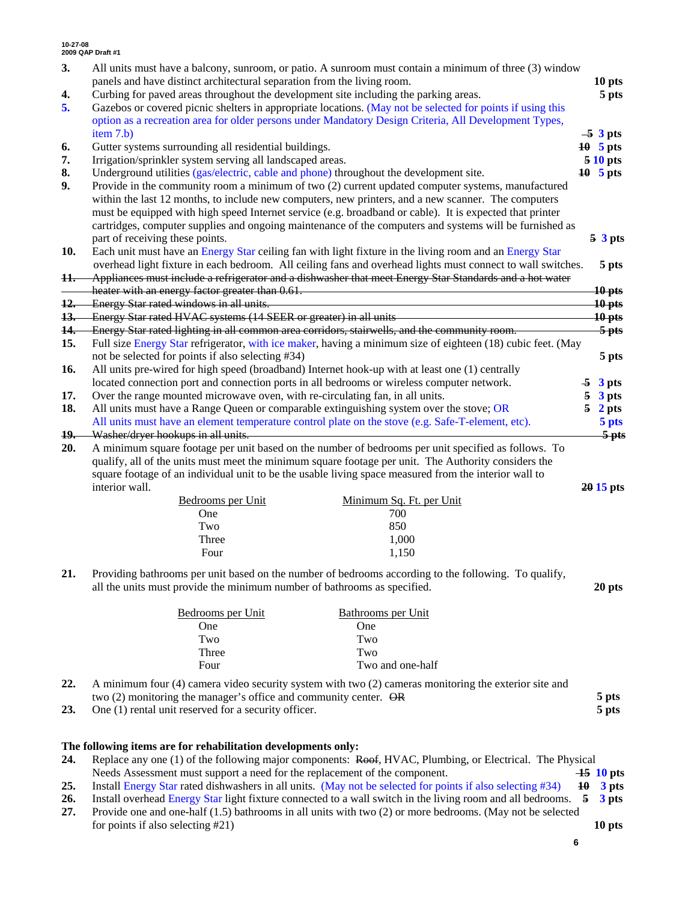3. All units must have a balcony, sunroom, or patio. A sunroom must contain a minimum of three (3) window panels and have distinct architectural separation from the living room. **10 pts**
4. Curbing for paved areas throughout the development site including the parking areas. **5 pts**
5. Gazebos or covered picnic shelters in appropriate locations. (May not be selected for points if using this option as a recreation area for older persons under Mandatory Design Criteria, All Development Types, item 7.b) ~~5~~ **3 pts**
6. Gutter systems surrounding all residential buildings. ~~10~~ **5 pts**
7. Irrigation/sprinkler system serving all landscaped areas. ~~5~~ **10 pts**
8. Underground utilities (gas/electric, cable and phone) throughout the development site. ~~10~~ **5 pts**
9. Provide in the community room a minimum of two (2) current updated computer systems, manufactured within the last 12 months, to include new computers, new printers, and a new scanner. The computers must be equipped with high speed Internet service (e.g. broadband or cable). It is expected that printer cartridges, computer supplies and ongoing maintenance of the computers and systems will be furnished as part of receiving these points. ~~5~~ **3 pts**
10. Each unit must have an Energy Star ceiling fan with light fixture in the living room and an Energy Star overhead light fixture in each bedroom. All ceiling fans and overhead lights must connect to wall switches. **5 pts**
11. ~~Appliances must include a refrigerator and a dishwasher that meet Energy Star Standards and a hot water heater with an energy factor greater than 0.61. 10 pts~~
12. ~~Energy Star rated windows in all units. 10 pts~~
13. ~~Energy Star rated HVAC systems (14 SEER or greater) in all units 10 pts~~
14. ~~Energy Star rated lighting in all common area corridors, stairwells, and the community room. 5 pts~~
15. Full size Energy Star refrigerator, with ice maker, having a minimum size of eighteen (18) cubic feet. (May not be selected for points if also selecting #34) **5 pts**
16. All units pre-wired for high speed (broadband) Internet hook-up with at least one (1) centrally located connection port and connection ports in all bedrooms or wireless computer network. ~~5~~ **3 pts**
17. Over the range mounted microwave oven, with re-circulating fan, in all units. ~~5~~ **3 pts**
18. All units must have a Range Queen or comparable extinguishing system over the stove; OR ~~5~~ **2 pts**
    All units must have an element temperature control plate on the stove (e.g. Safe-T-element, etc). **5 pts**
19. ~~Washer/dryer hookups in all units. 5 pts~~
20. A minimum square footage per unit based on the number of bedrooms per unit specified as follows. To qualify, all of the units must meet the minimum square footage per unit. The Authority considers the square footage of an individual unit to be the usable living space measured from the interior wall to interior wall. ~~20~~ **15 pts**

| Bedrooms per Unit | Minimum Sq. Ft. per Unit |
|---|---|
| One | 700 |
| Two | 850 |
| Three | 1,000 |
| Four | 1,150 |

21. Providing bathrooms per unit based on the number of bedrooms according to the following. To qualify, all the units must provide the minimum number of bathrooms as specified. **20 pts**

| Bedrooms per Unit | Bathrooms per Unit |
|---|---|
| One | One |
| Two | Two |
| Three | Two |
| Four | Two and one-half |

22. A minimum four (4) camera video security system with two (2) cameras monitoring the exterior site and two (2) monitoring the manager's office and community center. ~~OR~~ **5 pts**
23. One (1) rental unit reserved for a security officer. **5 pts**

**The following items are for rehabilitation developments only:**

24. Replace any one (1) of the following major components: ~~Roof~~, HVAC, Plumbing, or Electrical. The Physical Needs Assessment must support a need for the replacement of the component. ~~15~~ **10 pts**
25. Install Energy Star rated dishwashers in all units. (May not be selected for points if also selecting #34) ~~10~~ **3 pts**
26. Install overhead Energy Star light fixture connected to a wall switch in the living room and all bedrooms. ~~5~~ **3 pts**
27. Provide one and one-half (1.5) bathrooms in all units with two (2) or more bedrooms. (May not be selected for points if also selecting #21) **10 pts**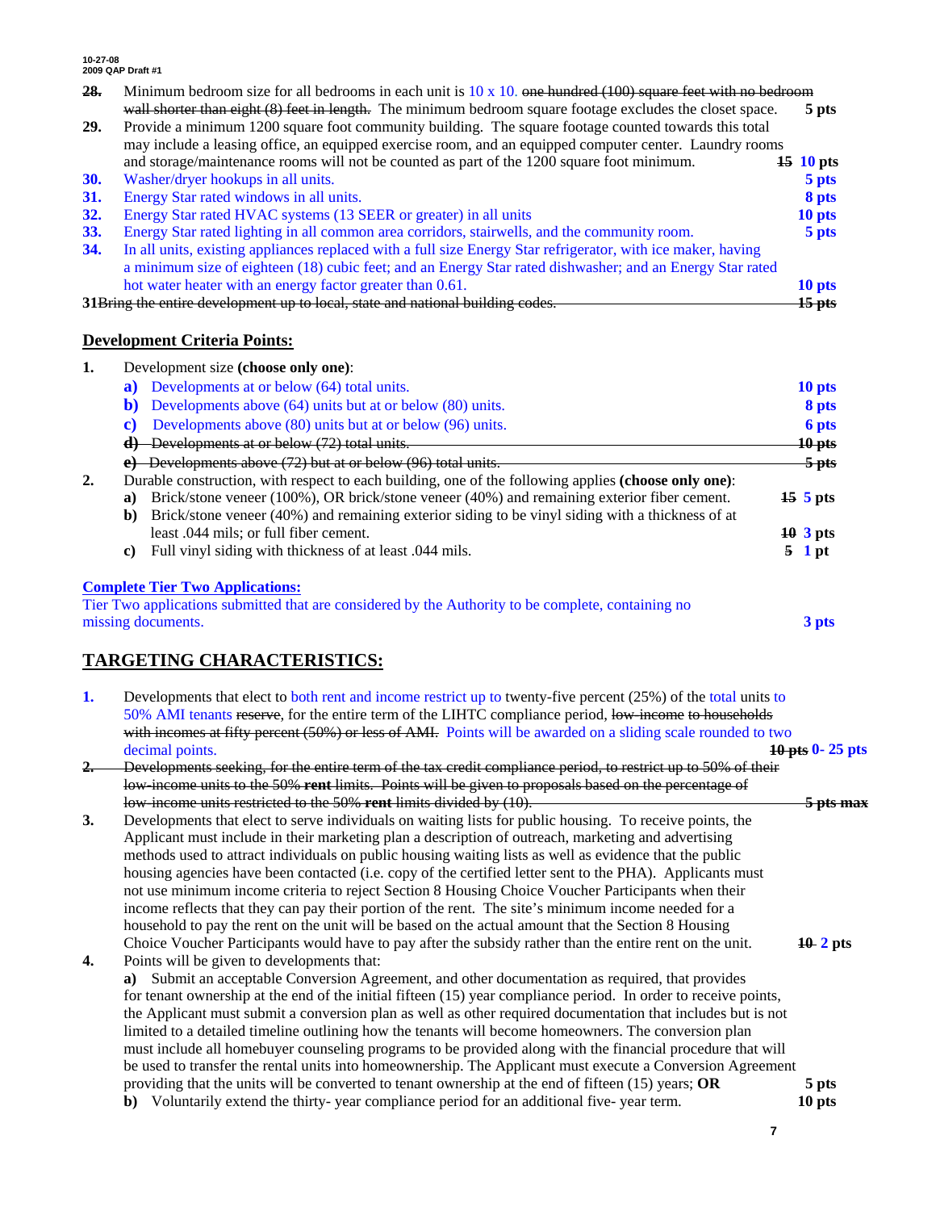**28.** Minimum bedroom size for all bedrooms in each unit is 10 x 10. ~~one hundred (100) square feet with no bedroom wall shorter than eight (8) feet in length.~~ The minimum bedroom square footage excludes the closet space. **5 pts**

**29.** Provide a minimum 1200 square foot community building. The square footage counted towards this total may include a leasing office, an equipped exercise room, and an equipped computer center. Laundry rooms and storage/maintenance rooms will not be counted as part of the 1200 square foot minimum. ~~**15**~~ **10 pts**

**30.** Washer/dryer hookups in all units. **5 pts**

**31.** Energy Star rated windows in all units. **8 pts**

**32.** Energy Star rated HVAC systems (13 SEER or greater) in all units **10 pts**

**33.** Energy Star rated lighting in all common area corridors, stairwells, and the community room. **5 pts**

**34.** In all units, existing appliances replaced with a full size Energy Star refrigerator, with ice maker, having a minimum size of eighteen (18) cubic feet; and an Energy Star rated dishwasher; and an Energy Star rated hot water heater with an energy factor greater than 0.61. **10 pts**

~~31 Bring the entire development up to local, state and national building codes. 15 pts~~

## Development Criteria Points:

**1.** Development size **(choose only one)**:

- **a)** Developments at or below (64) total units. **10 pts**
- **b)** Developments above (64) units but at or below (80) units. **8 pts**
- **c)** Developments above (80) units but at or below (96) units. **6 pts**
- ~~**d)** Developments at or below (72) total units. 10 pts~~
- ~~**e)** Developments above (72) but at or below (96) total units. 5 pts~~

**2.** Durable construction, with respect to each building, one of the following applies **(choose only one)**:

- **a)** Brick/stone veneer (100%), OR brick/stone veneer (40%) and remaining exterior fiber cement. ~~**15**~~ **5 pts**
- **b)** Brick/stone veneer (40%) and remaining exterior siding to be vinyl siding with a thickness of at least .044 mils; or full fiber cement. ~~**10**~~ **3 pts**
- **c)** Full vinyl siding with thickness of at least .044 mils. ~~**5**~~ **1 pt**

### Complete Tier Two Applications:

Tier Two applications submitted that are considered by the Authority to be complete, containing no missing documents. **3 pts**

## TARGETING CHARACTERISTICS:

**1.** Developments that elect to both rent and income restrict up to twenty-five percent (25%) of the total units to 50% AMI tenants ~~reserve~~, for the entire term of the LIHTC compliance period, ~~low-income to households with incomes at fifty percent (50%) or less of AMI.~~ Points will be awarded on a sliding scale rounded to two decimal points. ~~**10 pts**~~ **0- 25 pts**

~~**2.** Developments seeking, for the entire term of the tax credit compliance period, to restrict up to 50% of their low-income units to the 50% **rent** limits. Points will be given to proposals based on the percentage of low-income units restricted to the 50% **rent** limits divided by (10). 5 pts max~~

**3.** Developments that elect to serve individuals on waiting lists for public housing. To receive points, the Applicant must include in their marketing plan a description of outreach, marketing and advertising methods used to attract individuals on public housing waiting lists as well as evidence that the public housing agencies have been contacted (i.e. copy of the certified letter sent to the PHA). Applicants must not use minimum income criteria to reject Section 8 Housing Choice Voucher Participants when their income reflects that they can pay their portion of the rent. The site's minimum income needed for a household to pay the rent on the unit will be based on the actual amount that the Section 8 Housing Choice Voucher Participants would have to pay after the subsidy rather than the entire rent on the unit. ~~**10**~~ **2 pts**

**4.** Points will be given to developments that:

- **a)** Submit an acceptable Conversion Agreement, and other documentation as required, that provides for tenant ownership at the end of the initial fifteen (15) year compliance period. In order to receive points, the Applicant must submit a conversion plan as well as other required documentation that includes but is not limited to a detailed timeline outlining how the tenants will become homeowners. The conversion plan must include all homebuyer counseling programs to be provided along with the financial procedure that will be used to transfer the rental units into homeownership. The Applicant must execute a Conversion Agreement providing that the units will be converted to tenant ownership at the end of fifteen (15) years; **OR** **5 pts**
- **b)** Voluntarily extend the thirty- year compliance period for an additional five- year term. **10 pts**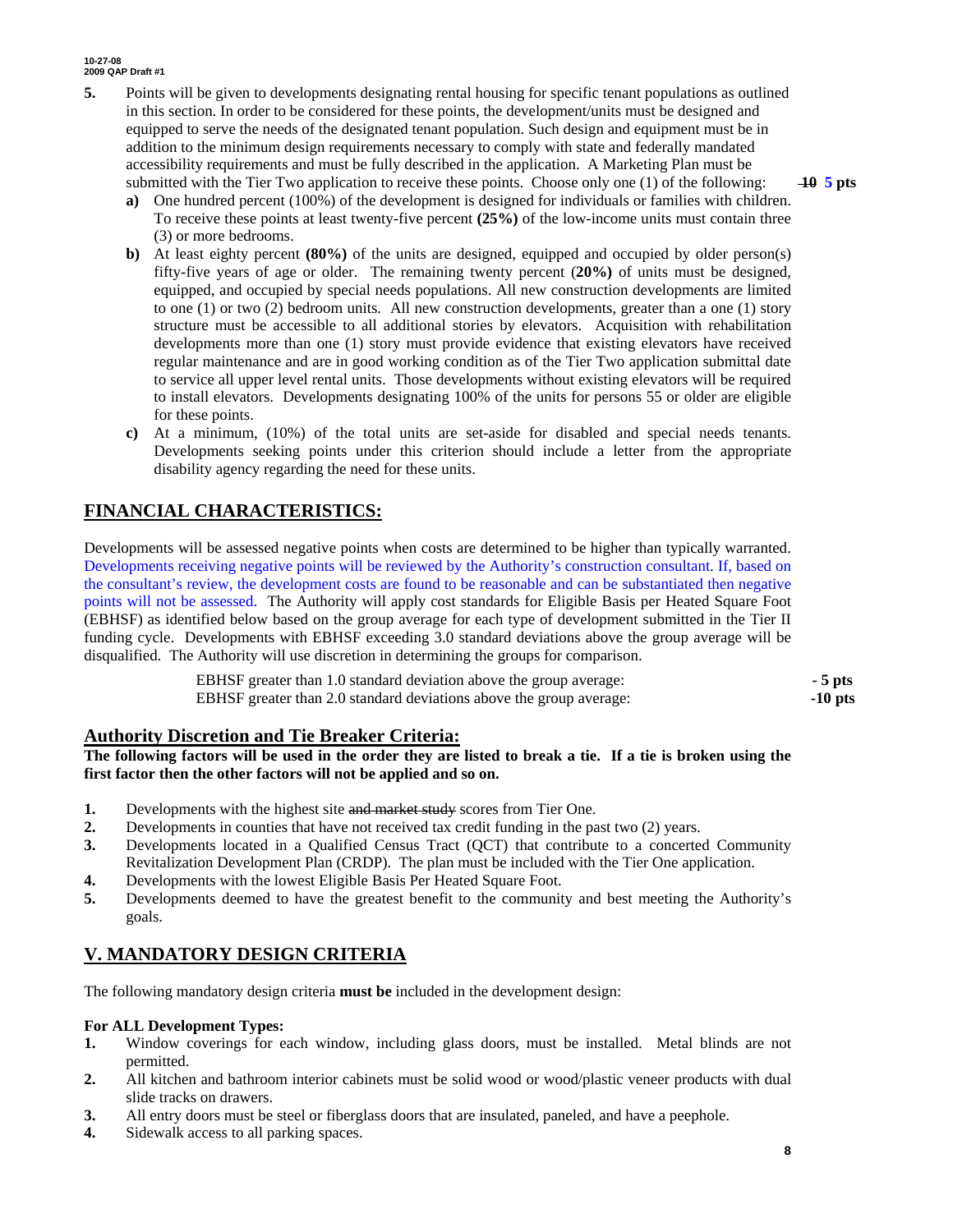5. Points will be given to developments designating rental housing for specific tenant populations as outlined in this section. In order to be considered for these points, the development/units must be designed and equipped to serve the needs of the designated tenant population. Such design and equipment must be in addition to the minimum design requirements necessary to comply with state and federally mandated accessibility requirements and must be fully described in the application. A Marketing Plan must be submitted with the Tier Two application to receive these points. Choose only one (1) of the following: ~~10~~ **5 pts**

   a) One hundred percent (100%) of the development is designed for individuals or families with children. To receive these points at least twenty-five percent **(25%)** of the low-income units must contain three (3) or more bedrooms.

   b) At least eighty percent **(80%)** of the units are designed, equipped and occupied by older person(s) fifty-five years of age or older. The remaining twenty percent (**20%)** of units must be designed, equipped, and occupied by special needs populations. All new construction developments are limited to one (1) or two (2) bedroom units. All new construction developments, greater than a one (1) story structure must be accessible to all additional stories by elevators. Acquisition with rehabilitation developments more than one (1) story must provide evidence that existing elevators have received regular maintenance and are in good working condition as of the Tier Two application submittal date to service all upper level rental units. Those developments without existing elevators will be required to install elevators. Developments designating 100% of the units for persons 55 or older are eligible for these points.

   c) At a minimum, (10%) of the total units are set-aside for disabled and special needs tenants. Developments seeking points under this criterion should include a letter from the appropriate disability agency regarding the need for these units.

## FINANCIAL CHARACTERISTICS:

Developments will be assessed negative points when costs are determined to be higher than typically warranted. Developments receiving negative points will be reviewed by the Authority's construction consultant. If, based on the consultant's review, the development costs are found to be reasonable and can be substantiated then negative points will not be assessed. The Authority will apply cost standards for Eligible Basis per Heated Square Foot (EBHSF) as identified below based on the group average for each type of development submitted in the Tier II funding cycle. Developments with EBHSF exceeding 3.0 standard deviations above the group average will be disqualified. The Authority will use discretion in determining the groups for comparison.

| | |
|---|---|
| EBHSF greater than 1.0 standard deviation above the group average: | **- 5 pts** |
| EBHSF greater than 2.0 standard deviations above the group average: | **-10 pts** |

## Authority Discretion and Tie Breaker Criteria:

**The following factors will be used in the order they are listed to break a tie. If a tie is broken using the first factor then the other factors will not be applied and so on.**

1. Developments with the highest site ~~and market study~~ scores from Tier One.
2. Developments in counties that have not received tax credit funding in the past two (2) years.
3. Developments located in a Qualified Census Tract (QCT) that contribute to a concerted Community Revitalization Development Plan (CRDP). The plan must be included with the Tier One application.
4. Developments with the lowest Eligible Basis Per Heated Square Foot.
5. Developments deemed to have the greatest benefit to the community and best meeting the Authority's goals.

## V. MANDATORY DESIGN CRITERIA

The following mandatory design criteria **must be** included in the development design:

**For ALL Development Types:**

1. Window coverings for each window, including glass doors, must be installed. Metal blinds are not permitted.
2. All kitchen and bathroom interior cabinets must be solid wood or wood/plastic veneer products with dual slide tracks on drawers.
3. All entry doors must be steel or fiberglass doors that are insulated, paneled, and have a peephole.
4. Sidewalk access to all parking spaces.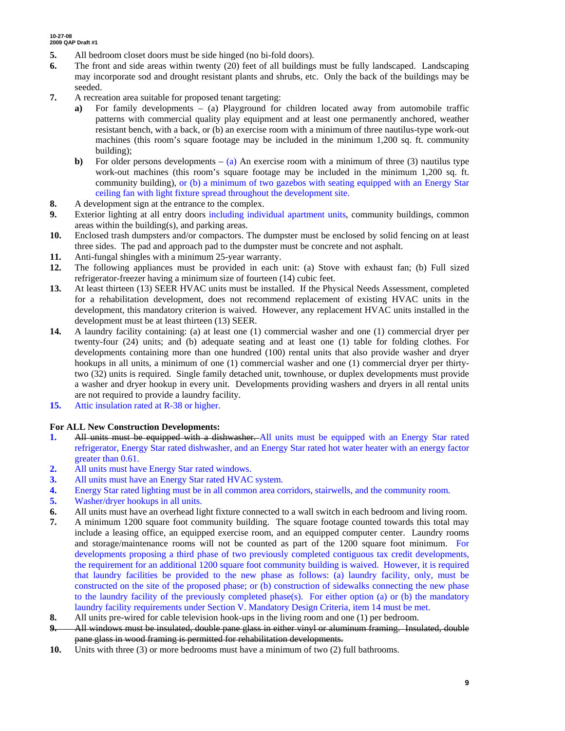5. All bedroom closet doors must be side hinged (no bi-fold doors).
6. The front and side areas within twenty (20) feet of all buildings must be fully landscaped. Landscaping may incorporate sod and drought resistant plants and shrubs, etc. Only the back of the buildings may be seeded.
7. A recreation area suitable for proposed tenant targeting:
   - **a)** For family developments – (a) Playground for children located away from automobile traffic patterns with commercial quality play equipment and at least one permanently anchored, weather resistant bench, with a back, or (b) an exercise room with a minimum of three nautilus-type work-out machines (this room's square footage may be included in the minimum 1,200 sq. ft. community building);
   - **b)** For older persons developments – (a) An exercise room with a minimum of three (3) nautilus type work-out machines (this room's square footage may be included in the minimum 1,200 sq. ft. community building), or (b) a minimum of two gazebos with seating equipped with an Energy Star ceiling fan with light fixture spread throughout the development site.
8. A development sign at the entrance to the complex.
9. Exterior lighting at all entry doors including individual apartment units, community buildings, common areas within the building(s), and parking areas.
10. Enclosed trash dumpsters and/or compactors. The dumpster must be enclosed by solid fencing on at least three sides. The pad and approach pad to the dumpster must be concrete and not asphalt.
11. Anti-fungal shingles with a minimum 25-year warranty.
12. The following appliances must be provided in each unit: (a) Stove with exhaust fan; (b) Full sized refrigerator-freezer having a minimum size of fourteen (14) cubic feet.
13. At least thirteen (13) SEER HVAC units must be installed. If the Physical Needs Assessment, completed for a rehabilitation development, does not recommend replacement of existing HVAC units in the development, this mandatory criterion is waived. However, any replacement HVAC units installed in the development must be at least thirteen (13) SEER.
14. A laundry facility containing: (a) at least one (1) commercial washer and one (1) commercial dryer per twenty-four (24) units; and (b) adequate seating and at least one (1) table for folding clothes. For developments containing more than one hundred (100) rental units that also provide washer and dryer hookups in all units, a minimum of one (1) commercial washer and one (1) commercial dryer per thirty-two (32) units is required. Single family detached unit, townhouse, or duplex developments must provide a washer and dryer hookup in every unit. Developments providing washers and dryers in all rental units are not required to provide a laundry facility.
15. Attic insulation rated at R-38 or higher.

**For ALL New Construction Developments:**

1. ~~All units must be equipped with a dishwasher.~~ All units must be equipped with an Energy Star rated refrigerator, Energy Star rated dishwasher, and an Energy Star rated hot water heater with an energy factor greater than 0.61.
2. All units must have Energy Star rated windows.
3. All units must have an Energy Star rated HVAC system.
4. Energy Star rated lighting must be in all common area corridors, stairwells, and the community room.
5. Washer/dryer hookups in all units.
6. All units must have an overhead light fixture connected to a wall switch in each bedroom and living room.
7. A minimum 1200 square foot community building. The square footage counted towards this total may include a leasing office, an equipped exercise room, and an equipped computer center. Laundry rooms and storage/maintenance rooms will not be counted as part of the 1200 square foot minimum. For developments proposing a third phase of two previously completed contiguous tax credit developments, the requirement for an additional 1200 square foot community building is waived. However, it is required that laundry facilities be provided to the new phase as follows: (a) laundry facility, only, must be constructed on the site of the proposed phase; or (b) construction of sidewalks connecting the new phase to the laundry facility of the previously completed phase(s). For either option (a) or (b) the mandatory laundry facility requirements under Section V. Mandatory Design Criteria, item 14 must be met.
8. All units pre-wired for cable television hook-ups in the living room and one (1) per bedroom.
9. ~~All windows must be insulated, double pane glass in either vinyl or aluminum framing. Insulated, double pane glass in wood framing is permitted for rehabilitation developments.~~
10. Units with three (3) or more bedrooms must have a minimum of two (2) full bathrooms.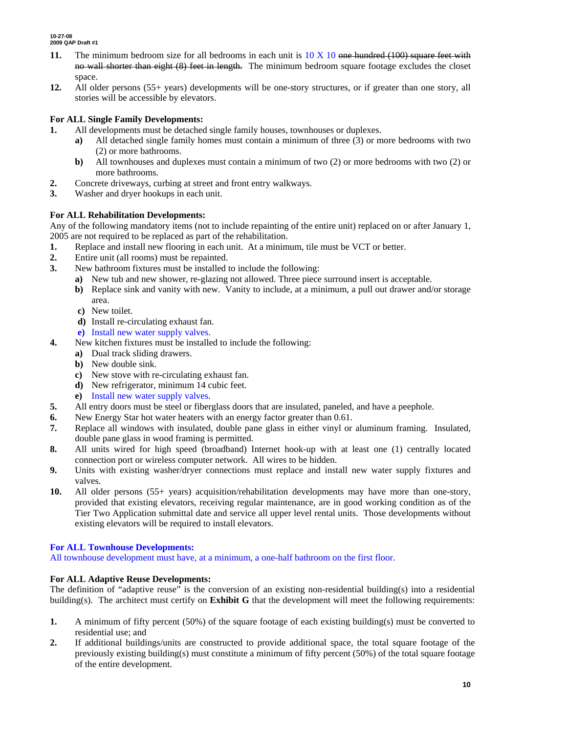11. The minimum bedroom size for all bedrooms in each unit is 10 X 10 ~~one hundred (100) square feet with no wall shorter than eight (8) feet in length.~~ The minimum bedroom square footage excludes the closet space.
12. All older persons (55+ years) developments will be one-story structures, or if greater than one story, all stories will be accessible by elevators.

**For ALL Single Family Developments:**

1. All developments must be detached single family houses, townhouses or duplexes.
   - **a)** All detached single family homes must contain a minimum of three (3) or more bedrooms with two (2) or more bathrooms.
   - **b)** All townhouses and duplexes must contain a minimum of two (2) or more bedrooms with two (2) or more bathrooms.
2. Concrete driveways, curbing at street and front entry walkways.
3. Washer and dryer hookups in each unit.

**For ALL Rehabilitation Developments:**

Any of the following mandatory items (not to include repainting of the entire unit) replaced on or after January 1, 2005 are not required to be replaced as part of the rehabilitation.

1. Replace and install new flooring in each unit. At a minimum, tile must be VCT or better.
2. Entire unit (all rooms) must be repainted.
3. New bathroom fixtures must be installed to include the following:
   - **a)** New tub and new shower, re-glazing not allowed. Three piece surround insert is acceptable.
   - **b)** Replace sink and vanity with new. Vanity to include, at a minimum, a pull out drawer and/or storage area.
   - **c)** New toilet.
   - **d)** Install re-circulating exhaust fan.
   - **e)** Install new water supply valves.
4. New kitchen fixtures must be installed to include the following:
   - **a)** Dual track sliding drawers.
   - **b)** New double sink.
   - **c)** New stove with re-circulating exhaust fan.
   - **d)** New refrigerator, minimum 14 cubic feet.
   - **e)** Install new water supply valves.
5. All entry doors must be steel or fiberglass doors that are insulated, paneled, and have a peephole.
6. New Energy Star hot water heaters with an energy factor greater than 0.61.
7. Replace all windows with insulated, double pane glass in either vinyl or aluminum framing. Insulated, double pane glass in wood framing is permitted.
8. All units wired for high speed (broadband) Internet hook-up with at least one (1) centrally located connection port or wireless computer network. All wires to be hidden.
9. Units with existing washer/dryer connections must replace and install new water supply fixtures and valves.
10. All older persons (55+ years) acquisition/rehabilitation developments may have more than one-story, provided that existing elevators, receiving regular maintenance, are in good working condition as of the Tier Two Application submittal date and service all upper level rental units. Those developments without existing elevators will be required to install elevators.

**For ALL Townhouse Developments:**

All townhouse development must have, at a minimum, a one-half bathroom on the first floor.

**For ALL Adaptive Reuse Developments:**

The definition of "adaptive reuse" is the conversion of an existing non-residential building(s) into a residential building(s). The architect must certify on **Exhibit G** that the development will meet the following requirements:

1. A minimum of fifty percent (50%) of the square footage of each existing building(s) must be converted to residential use; and
2. If additional buildings/units are constructed to provide additional space, the total square footage of the previously existing building(s) must constitute a minimum of fifty percent (50%) of the total square footage of the entire development.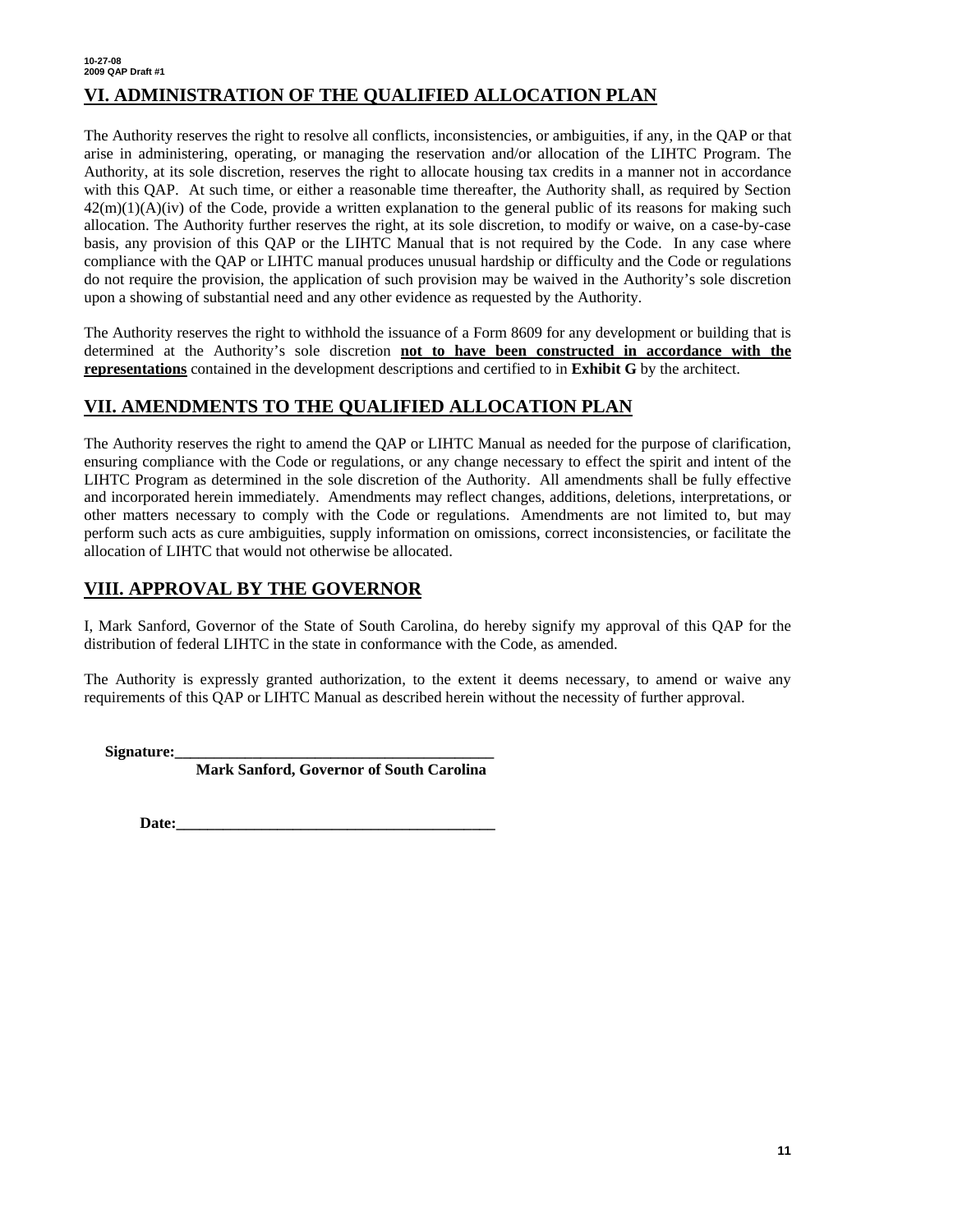## VI. ADMINISTRATION OF THE QUALIFIED ALLOCATION PLAN

The Authority reserves the right to resolve all conflicts, inconsistencies, or ambiguities, if any, in the QAP or that arise in administering, operating, or managing the reservation and/or allocation of the LIHTC Program. The Authority, at its sole discretion, reserves the right to allocate housing tax credits in a manner not in accordance with this QAP. At such time, or either a reasonable time thereafter, the Authority shall, as required by Section 42(m)(1)(A)(iv) of the Code, provide a written explanation to the general public of its reasons for making such allocation. The Authority further reserves the right, at its sole discretion, to modify or waive, on a case-by-case basis, any provision of this QAP or the LIHTC Manual that is not required by the Code. In any case where compliance with the QAP or LIHTC manual produces unusual hardship or difficulty and the Code or regulations do not require the provision, the application of such provision may be waived in the Authority's sole discretion upon a showing of substantial need and any other evidence as requested by the Authority.

The Authority reserves the right to withhold the issuance of a Form 8609 for any development or building that is determined at the Authority's sole discretion **not to have been constructed in accordance with the representations** contained in the development descriptions and certified to in **Exhibit G** by the architect.

## VII. AMENDMENTS TO THE QUALIFIED ALLOCATION PLAN

The Authority reserves the right to amend the QAP or LIHTC Manual as needed for the purpose of clarification, ensuring compliance with the Code or regulations, or any change necessary to effect the spirit and intent of the LIHTC Program as determined in the sole discretion of the Authority. All amendments shall be fully effective and incorporated herein immediately. Amendments may reflect changes, additions, deletions, interpretations, or other matters necessary to comply with the Code or regulations. Amendments are not limited to, but may perform such acts as cure ambiguities, supply information on omissions, correct inconsistencies, or facilitate the allocation of LIHTC that would not otherwise be allocated.

## VIII. APPROVAL BY THE GOVERNOR

I, Mark Sanford, Governor of the State of South Carolina, do hereby signify my approval of this QAP for the distribution of federal LIHTC in the state in conformance with the Code, as amended.

The Authority is expressly granted authorization, to the extent it deems necessary, to amend or waive any requirements of this QAP or LIHTC Manual as described herein without the necessity of further approval.

**Signature:__________________________________________**

**Mark Sanford, Governor of South Carolina**

**Date:__________________________________________**